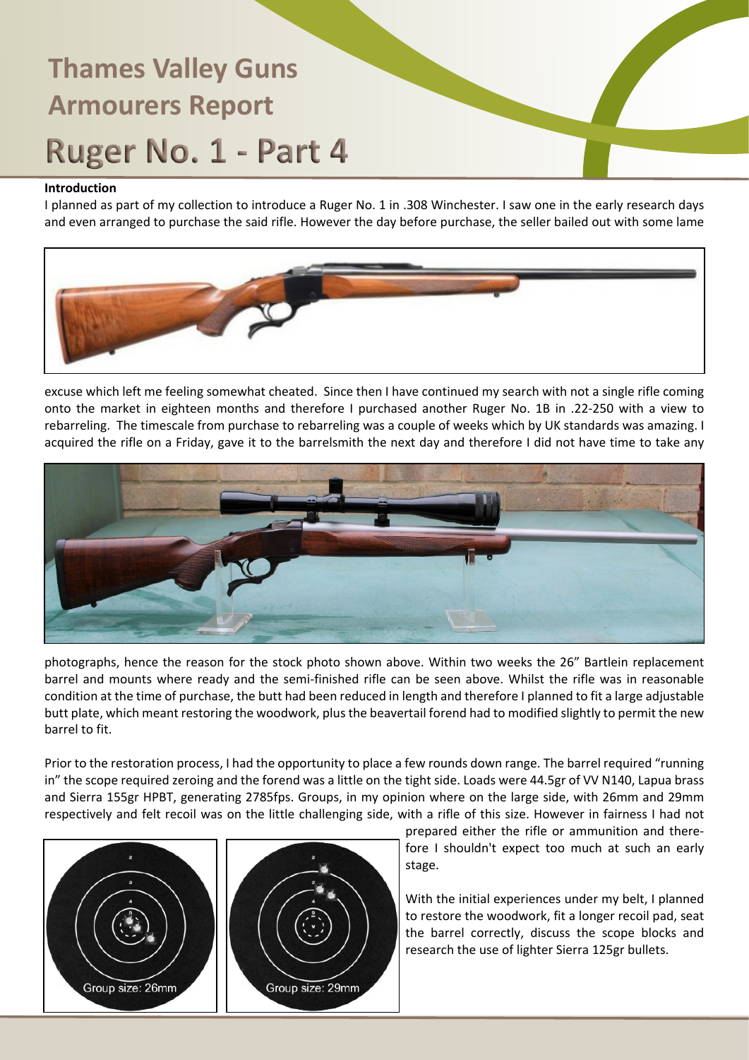# Thames Valley Guns Armourers Report

# Ruger No. 1 - Part 4

**Introduction**

I planned as part of my collection to introduce a Ruger No. 1 in .308 Winchester. I saw one in the early research days and even arranged to purchase the said rifle. However the day before purchase, the seller bailed out with some lame excuse which left me feeling somewhat cheated. Since then I have continued my search with not a single rifle coming onto the market in eighteen months and therefore I purchased another Ruger No. 1B in .22-250 with a view to rebarreling. The timescale from purchase to rebarreling was a couple of weeks which by UK standards was amazing. I acquired the rifle on a Friday, gave it to the barrelsmith the next day and therefore I did not have time to take any photographs, hence the reason for the stock photo shown above. Within two weeks the 26" Bartlein replacement barrel and mounts where ready and the semi-finished rifle can be seen above. Whilst the rifle was in reasonable condition at the time of purchase, the butt had been reduced in length and therefore I planned to fit a large adjustable butt plate, which meant restoring the woodwork, plus the beavertail forend had to modified slightly to permit the new barrel to fit.

Prior to the restoration process, I had the opportunity to place a few rounds down range. The barrel required "running in" the scope required zeroing and the forend was a little on the tight side. Loads were 44.5gr of VV N140, Lapua brass and Sierra 155gr HPBT, generating 2785fps. Groups, in my opinion where on the large side, with 26mm and 29mm respectively and felt recoil was on the little challenging side, with a rifle of this size. However in fairness I had not prepared either the rifle or ammunition and therefore I shouldn't expect too much at such an early stage.

Group size: 26mm

Group size: 29mm

With the initial experiences under my belt, I planned to restore the woodwork, fit a longer recoil pad, seat the barrel correctly, discuss the scope blocks and research the use of lighter Sierra 125gr bullets.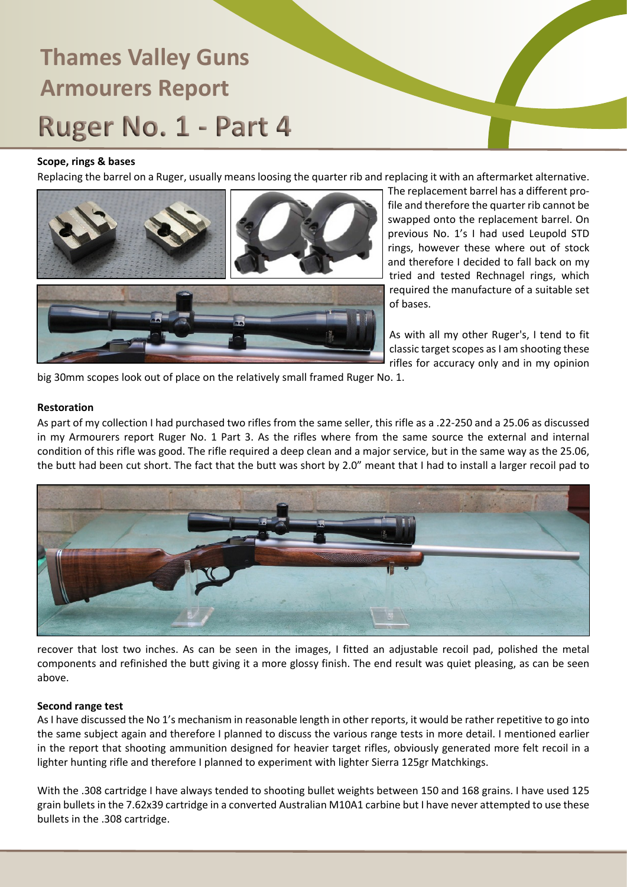# Thames Valley Guns Armourers Report

# Ruger No. 1 - Part 4

**Scope, rings & bases**

Replacing the barrel on a Ruger, usually means loosing the quarter rib and replacing it with an aftermarket alternative. The replacement barrel has a different profile and therefore the quarter rib cannot be swapped onto the replacement barrel. On previous No. 1's I had used Leupold STD rings, however these where out of stock and therefore I decided to fall back on my tried and tested Rechnagel rings, which required the manufacture of a suitable set of bases.

As with all my other Ruger's, I tend to fit classic target scopes as I am shooting these rifles for accuracy only and in my opinion big 30mm scopes look out of place on the relatively small framed Ruger No. 1.

**Restoration**

As part of my collection I had purchased two rifles from the same seller, this rifle as a .22-250 and a 25.06 as discussed in my Armourers report Ruger No. 1 Part 3. As the rifles where from the same source the external and internal condition of this rifle was good. The rifle required a deep clean and a major service, but in the same way as the 25.06, the butt had been cut short. The fact that the butt was short by 2.0" meant that I had to install a larger recoil pad to recover that lost two inches. As can be seen in the images, I fitted an adjustable recoil pad, polished the metal components and refinished the butt giving it a more glossy finish. The end result was quiet pleasing, as can be seen above.

**Second range test**

As I have discussed the No 1's mechanism in reasonable length in other reports, it would be rather repetitive to go into the same subject again and therefore I planned to discuss the various range tests in more detail. I mentioned earlier in the report that shooting ammunition designed for heavier target rifles, obviously generated more felt recoil in a lighter hunting rifle and therefore I planned to experiment with lighter Sierra 125gr Matchkings.

With the .308 cartridge I have always tended to shooting bullet weights between 150 and 168 grains. I have used 125 grain bullets in the 7.62x39 cartridge in a converted Australian M10A1 carbine but I have never attempted to use these bullets in the .308 cartridge.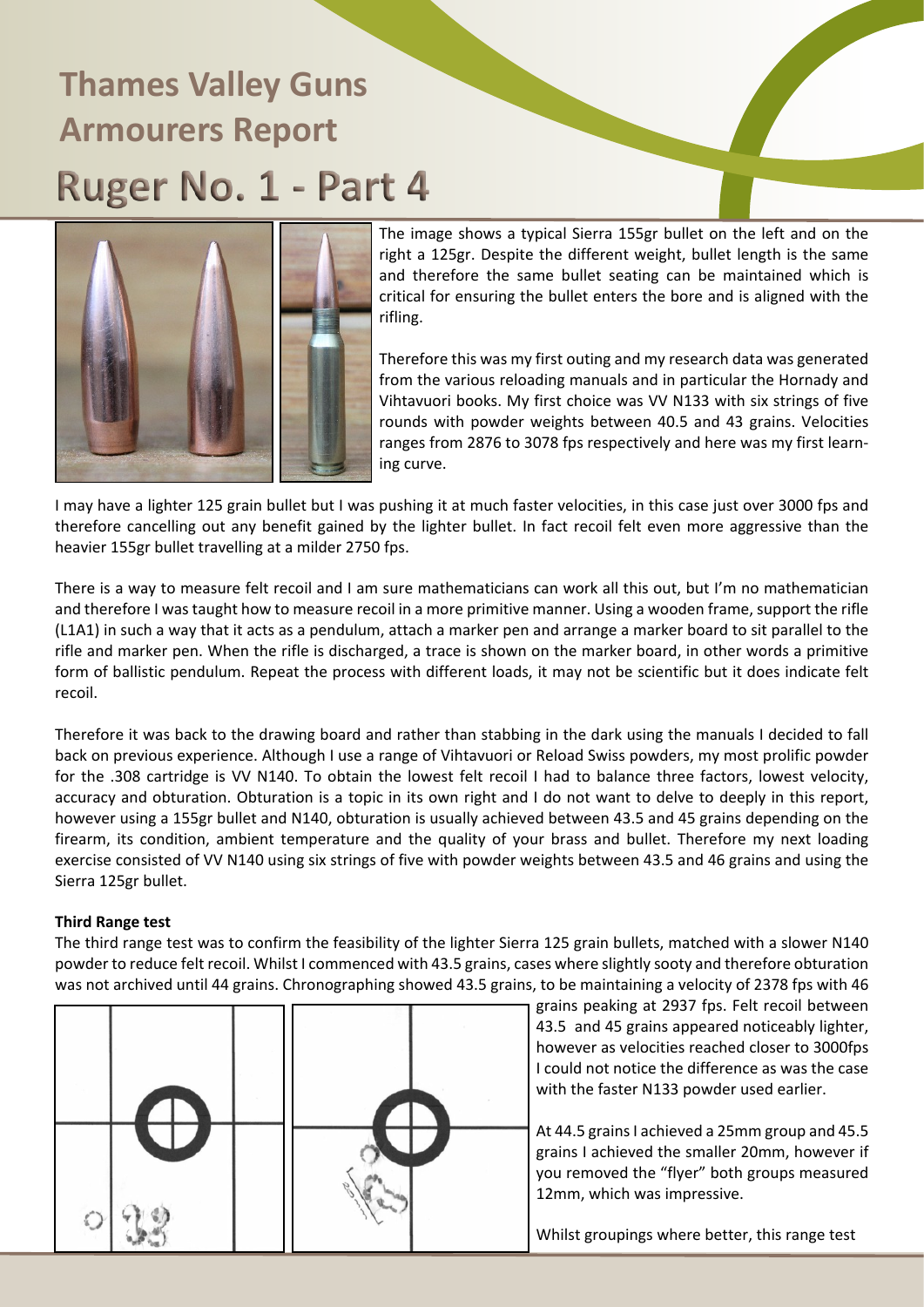# Thames Valley Guns Armourers Report

# Ruger No. 1 - Part 4

The image shows a typical Sierra 155gr bullet on the left and on the right a 125gr. Despite the different weight, bullet length is the same and therefore the same bullet seating can be maintained which is critical for ensuring the bullet enters the bore and is aligned with the rifling.

Therefore this was my first outing and my research data was generated from the various reloading manuals and in particular the Hornady and Vihtavuori books. My first choice was VV N133 with six strings of five rounds with powder weights between 40.5 and 43 grains. Velocities ranges from 2876 to 3078 fps respectively and here was my first learning curve.

I may have a lighter 125 grain bullet but I was pushing it at much faster velocities, in this case just over 3000 fps and therefore cancelling out any benefit gained by the lighter bullet. In fact recoil felt even more aggressive than the heavier 155gr bullet travelling at a milder 2750 fps.

There is a way to measure felt recoil and I am sure mathematicians can work all this out, but I'm no mathematician and therefore I was taught how to measure recoil in a more primitive manner. Using a wooden frame, support the rifle (L1A1) in such a way that it acts as a pendulum, attach a marker pen and arrange a marker board to sit parallel to the rifle and marker pen. When the rifle is discharged, a trace is shown on the marker board, in other words a primitive form of ballistic pendulum. Repeat the process with different loads, it may not be scientific but it does indicate felt recoil.

Therefore it was back to the drawing board and rather than stabbing in the dark using the manuals I decided to fall back on previous experience. Although I use a range of Vihtavuori or Reload Swiss powders, my most prolific powder for the .308 cartridge is VV N140. To obtain the lowest felt recoil I had to balance three factors, lowest velocity, accuracy and obturation. Obturation is a topic in its own right and I do not want to delve to deeply in this report, however using a 155gr bullet and N140, obturation is usually achieved between 43.5 and 45 grains depending on the firearm, its condition, ambient temperature and the quality of your brass and bullet. Therefore my next loading exercise consisted of VV N140 using six strings of five with powder weights between 43.5 and 46 grains and using the Sierra 125gr bullet.

**Third Range test**

The third range test was to confirm the feasibility of the lighter Sierra 125 grain bullets, matched with a slower N140 powder to reduce felt recoil. Whilst I commenced with 43.5 grains, cases where slightly sooty and therefore obturation was not archived until 44 grains. Chronographing showed 43.5 grains, to be maintaining a velocity of 2378 fps with 46 grains peaking at 2937 fps. Felt recoil between 43.5 and 45 grains appeared noticeably lighter, however as velocities reached closer to 3000fps I could not notice the difference as was the case with the faster N133 powder used earlier.

At 44.5 grains I achieved a 25mm group and 45.5 grains I achieved the smaller 20mm, however if you removed the "flyer" both groups measured 12mm, which was impressive.

Whilst groupings where better, this range test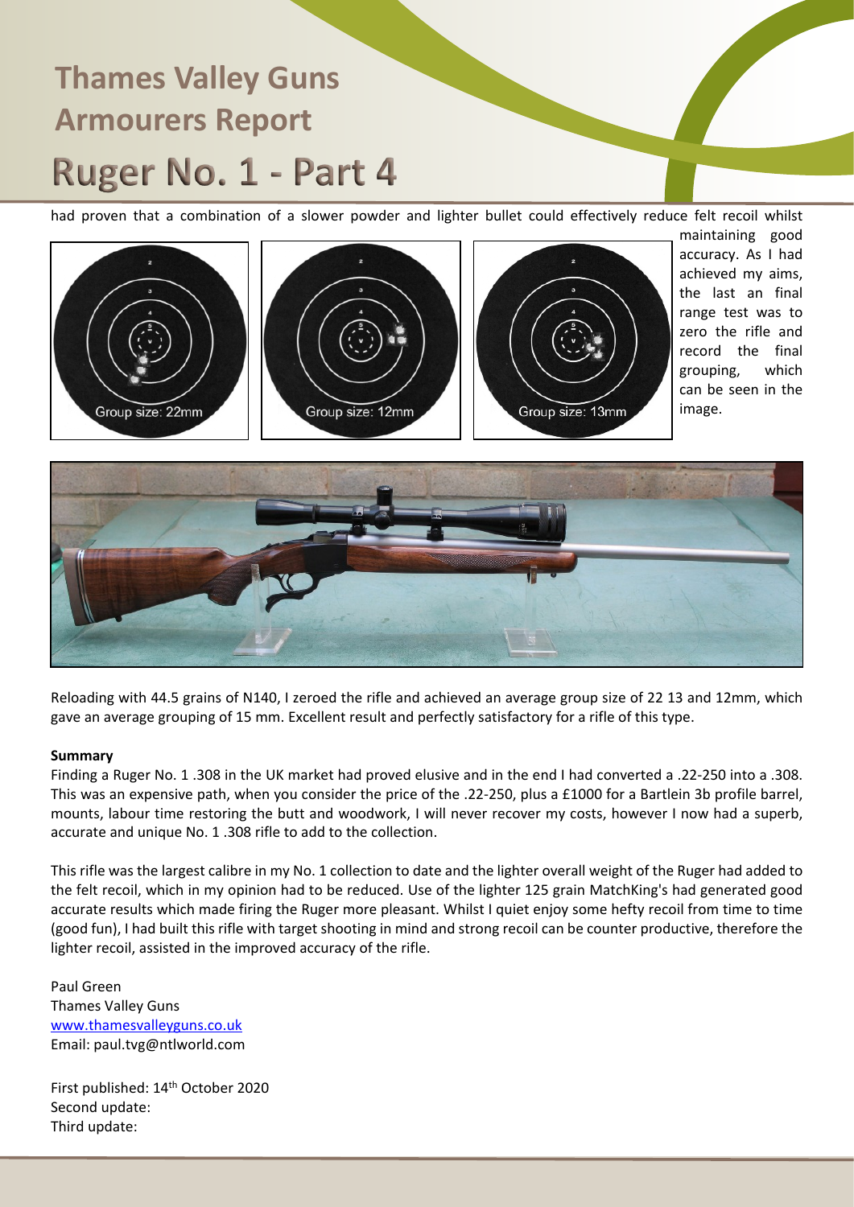# Thames Valley Guns Armourers Report

# Ruger No. 1 - Part 4

had proven that a combination of a slower powder and lighter bullet could effectively reduce felt recoil whilst maintaining good accuracy. As I had achieved my aims, the last an final range test was to zero the rifle and record the final grouping, which can be seen in the image.

Group size: 22mm

Group size: 12mm

Group size: 13mm

Reloading with 44.5 grains of N140, I zeroed the rifle and achieved an average group size of 22 13 and 12mm, which gave an average grouping of 15 mm. Excellent result and perfectly satisfactory for a rifle of this type.

**Summary**

Finding a Ruger No. 1 .308 in the UK market had proved elusive and in the end I had converted a .22-250 into a .308. This was an expensive path, when you consider the price of the .22-250, plus a £1000 for a Bartlein 3b profile barrel, mounts, labour time restoring the butt and woodwork, I will never recover my costs, however I now had a superb, accurate and unique No. 1 .308 rifle to add to the collection.

This rifle was the largest calibre in my No. 1 collection to date and the lighter overall weight of the Ruger had added to the felt recoil, which in my opinion had to be reduced. Use of the lighter 125 grain MatchKing's had generated good accurate results which made firing the Ruger more pleasant. Whilst I quiet enjoy some hefty recoil from time to time (good fun), I had built this rifle with target shooting in mind and strong recoil can be counter productive, therefore the lighter recoil, assisted in the improved accuracy of the rifle.

Paul Green
Thames Valley Guns
[www.thamesvalleyguns.co.uk](http://www.thamesvalleyguns.co.uk)
Email: paul.tvg@ntlworld.com

First published: 14th October 2020
Second update:
Third update: